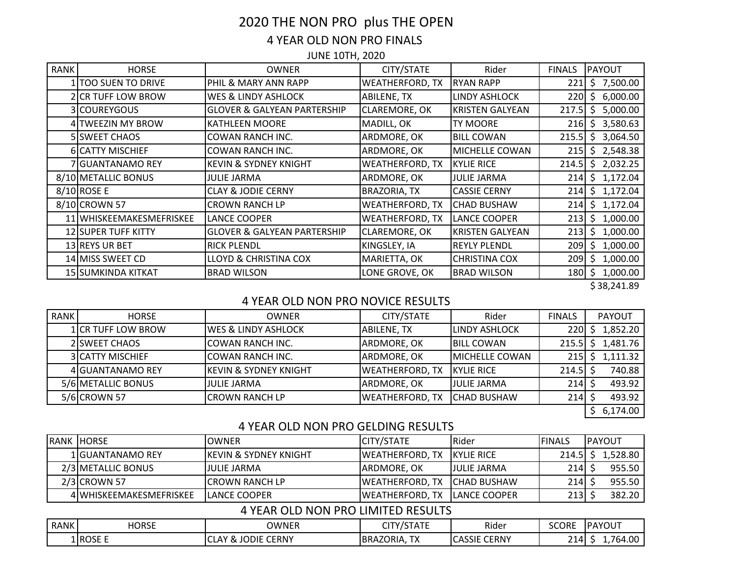# 2020 THE NON PRO plus THE OPEN

## 4 YEAR OLD NON PRO FINALS

JUNE 10TH, 2020

| RANK | HORSE | OWNER | CITY/STATE | Rider | FINALS | PAYOUT |
|---|---|---|---|---|---|---|
| 1 | TOO SUEN TO DRIVE | PHIL & MARY ANN RAPP | WEATHERFORD, TX | RYAN RAPP | 221 | $ 7,500.00 |
| 2 | CR TUFF LOW BROW | WES & LINDY ASHLOCK | ABILENE, TX | LINDY ASHLOCK | 220 | $ 6,000.00 |
| 3 | COUREYGOUS | GLOVER & GALYEAN PARTERSHIP | CLAREMORE, OK | KRISTEN GALYEAN | 217.5 | $ 5,000.00 |
| 4 | TWEEZIN MY BROW | KATHLEEN MOORE | MADILL, OK | TY MOORE | 216 | $ 3,580.63 |
| 5 | SWEET CHAOS | COWAN RANCH INC. | ARDMORE, OK | BILL COWAN | 215.5 | $ 3,064.50 |
| 6 | CATTY MISCHIEF | COWAN RANCH INC. | ARDMORE, OK | MICHELLE COWAN | 215 | $ 2,548.38 |
| 7 | GUANTANAMO REY | KEVIN & SYDNEY KNIGHT | WEATHERFORD, TX | KYLIE RICE | 214.5 | $ 2,032.25 |
| 8/10 | METALLIC BONUS | JULIE JARMA | ARDMORE, OK | JULIE JARMA | 214 | $ 1,172.04 |
| 8/10 | ROSE E | CLAY & JODIE CERNY | BRAZORIA, TX | CASSIE CERNY | 214 | $ 1,172.04 |
| 8/10 | CROWN 57 | CROWN RANCH LP | WEATHERFORD, TX | CHAD BUSHAW | 214 | $ 1,172.04 |
| 11 | WHISKEEMAKESMEFRISKEE | LANCE COOPER | WEATHERFORD, TX | LANCE COOPER | 213 | $ 1,000.00 |
| 12 | SUPER TUFF KITTY | GLOVER & GALYEAN PARTERSHIP | CLAREMORE, OK | KRISTEN GALYEAN | 213 | $ 1,000.00 |
| 13 | REYS UR BET | RICK PLENDL | KINGSLEY, IA | REYLY PLENDL | 209 | $ 1,000.00 |
| 14 | MISS SWEET CD | LLOYD & CHRISTINA COX | MARIETTA, OK | CHRISTINA COX | 209 | $ 1,000.00 |
| 15 | SUMKINDA KITKAT | BRAD WILSON | LONE GROVE, OK | BRAD WILSON | 180 | $ 1,000.00 |
| | | | | | | $ 38,241.89 |

## 4 YEAR OLD NON PRO NOVICE RESULTS

| RANK | HORSE | OWNER | CITY/STATE | Rider | FINALS | PAYOUT |
|---|---|---|---|---|---|---|
| 1 | CR TUFF LOW BROW | WES & LINDY ASHLOCK | ABILENE, TX | LINDY ASHLOCK | 220 | $ 1,852.20 |
| 2 | SWEET CHAOS | COWAN RANCH INC. | ARDMORE, OK | BILL COWAN | 215.5 | $ 1,481.76 |
| 3 | CATTY MISCHIEF | COWAN RANCH INC. | ARDMORE, OK | MICHELLE COWAN | 215 | $ 1,111.32 |
| 4 | GUANTANAMO REY | KEVIN & SYDNEY KNIGHT | WEATHERFORD, TX | KYLIE RICE | 214.5 | $ 740.88 |
| 5/6 | METALLIC BONUS | JULIE JARMA | ARDMORE, OK | JULIE JARMA | 214 | $ 493.92 |
| 5/6 | CROWN 57 | CROWN RANCH LP | WEATHERFORD, TX | CHAD BUSHAW | 214 | $ 493.92 |
| | | | | | | $ 6,174.00 |

## 4 YEAR OLD NON PRO GELDING RESULTS

| RANK | HORSE | OWNER | CITY/STATE | Rider | FINALS | PAYOUT |
|---|---|---|---|---|---|---|
| 1 | GUANTANAMO REY | KEVIN & SYDNEY KNIGHT | WEATHERFORD, TX | KYLIE RICE | 214.5 | $ 1,528.80 |
| 2/3 | METALLIC BONUS | JULIE JARMA | ARDMORE, OK | JULIE JARMA | 214 | $ 955.50 |
| 2/3 | CROWN 57 | CROWN RANCH LP | WEATHERFORD, TX | CHAD BUSHAW | 214 | $ 955.50 |
| 4 | WHISKEEMAKESMEFRISKEE | LANCE COOPER | WEATHERFORD, TX | LANCE COOPER | 213 | $ 382.20 |

## 4 YEAR OLD NON PRO LIMITED RESULTS

| RANK | HORSE | OWNER | CITY/STATE | Rider | SCORE | PAYOUT |
|---|---|---|---|---|---|---|
| 1 | ROSE E | CLAY & JODIE CERNY | BRAZORIA, TX | CASSIE CERNY | 214 | $ 1,764.00 |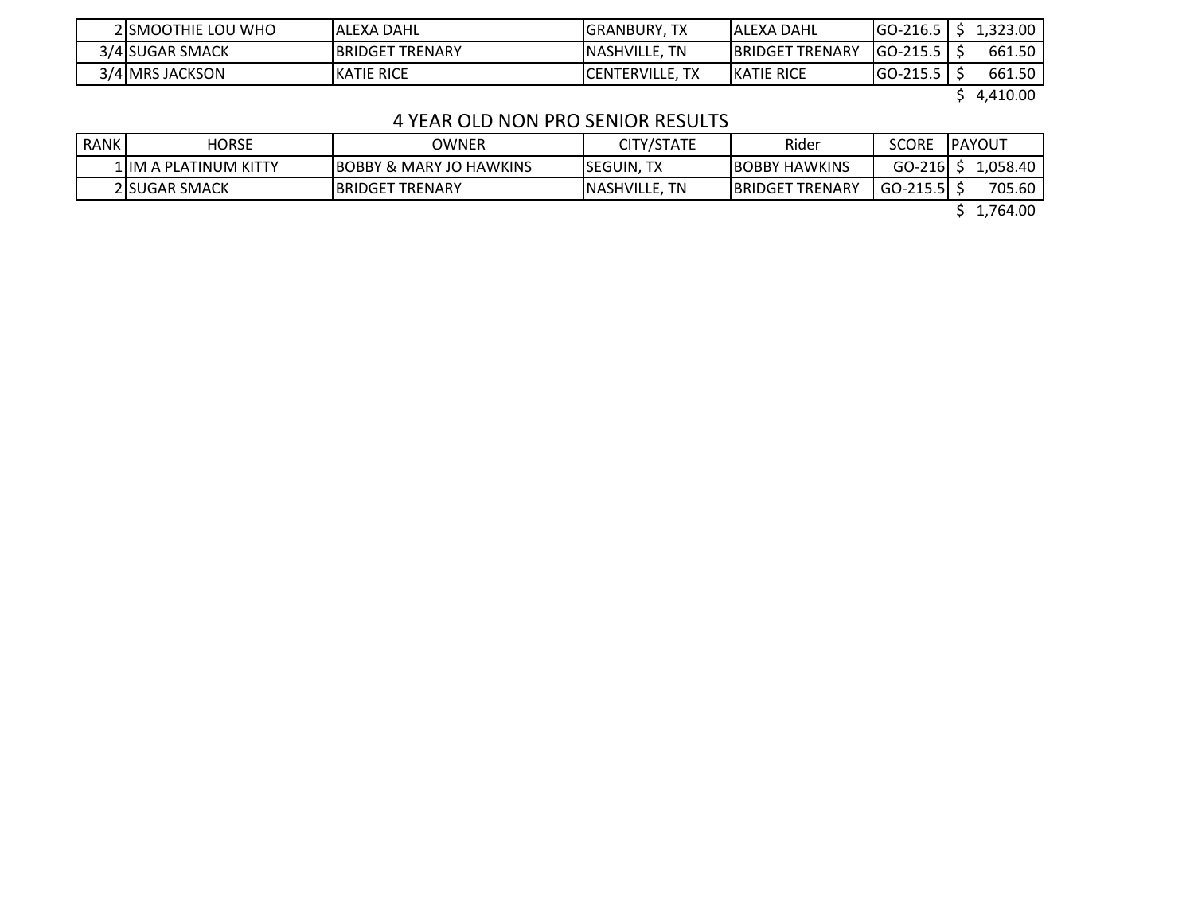| | | | | | | |
|---|---|---|---|---|---|---|
| 2 | SMOOTHIE LOU WHO | ALEXA DAHL | GRANBURY, TX | ALEXA DAHL | GO-216.5 | $ 1,323.00 |
| 3/4 | SUGAR SMACK | BRIDGET TRENARY | NASHVILLE, TN | BRIDGET TRENARY | GO-215.5 | $ 661.50 |
| 3/4 | MRS JACKSON | KATIE RICE | CENTERVILLE, TX | KATIE RICE | GO-215.5 | $ 661.50 |

$ 4,410.00

## 4 YEAR OLD NON PRO SENIOR RESULTS

| RANK | HORSE | OWNER | CITY/STATE | Rider | SCORE | PAYOUT |
|---|---|---|---|---|---|---|
| 1 | IM A PLATINUM KITTY | BOBBY & MARY JO HAWKINS | SEGUIN, TX | BOBBY HAWKINS | GO-216 | $ 1,058.40 |
| 2 | SUGAR SMACK | BRIDGET TRENARY | NASHVILLE, TN | BRIDGET TRENARY | GO-215.5 | $ 705.60 |

$ 1,764.00